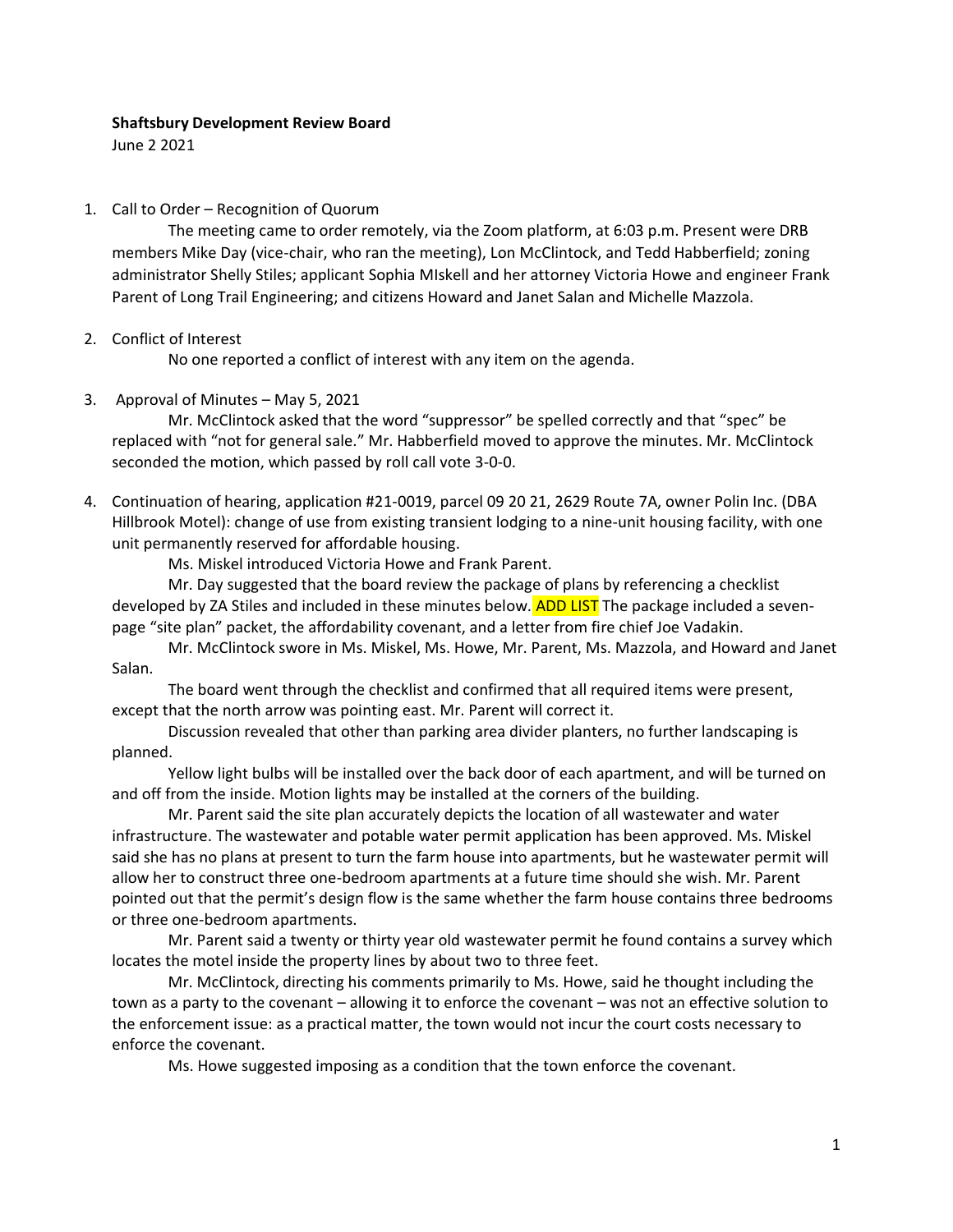**Shaftsbury Development Review Board**

June 2 2021

1. Call to Order – Recognition of Quorum

    The meeting came to order remotely, via the Zoom platform, at 6:03 p.m. Present were DRB members Mike Day (vice-chair, who ran the meeting), Lon McClintock, and Tedd Habberfield; zoning administrator Shelly Stiles; applicant Sophia MIskell and her attorney Victoria Howe and engineer Frank Parent of Long Trail Engineering; and citizens Howard and Janet Salan and Michelle Mazzola.

2. Conflict of Interest

    No one reported a conflict of interest with any item on the agenda.

3. Approval of Minutes – May 5, 2021

    Mr. McClintock asked that the word "suppressor" be spelled correctly and that "spec" be replaced with "not for general sale." Mr. Habberfield moved to approve the minutes. Mr. McClintock seconded the motion, which passed by roll call vote 3-0-0.

4. Continuation of hearing, application #21-0019, parcel 09 20 21, 2629 Route 7A, owner Polin Inc. (DBA Hillbrook Motel): change of use from existing transient lodging to a nine-unit housing facility, with one unit permanently reserved for affordable housing.

    Ms. Miskel introduced Victoria Howe and Frank Parent.

    Mr. Day suggested that the board review the package of plans by referencing a checklist developed by ZA Stiles and included in these minutes below. ADD LIST The package included a seven-page "site plan" packet, the affordability covenant, and a letter from fire chief Joe Vadakin.

    Mr. McClintock swore in Ms. Miskel, Ms. Howe, Mr. Parent, Ms. Mazzola, and Howard and Janet Salan.

    The board went through the checklist and confirmed that all required items were present, except that the north arrow was pointing east. Mr. Parent will correct it.

    Discussion revealed that other than parking area divider planters, no further landscaping is planned.

    Yellow light bulbs will be installed over the back door of each apartment, and will be turned on and off from the inside. Motion lights may be installed at the corners of the building.

    Mr. Parent said the site plan accurately depicts the location of all wastewater and water infrastructure. The wastewater and potable water permit application has been approved. Ms. Miskel said she has no plans at present to turn the farm house into apartments, but he wastewater permit will allow her to construct three one-bedroom apartments at a future time should she wish. Mr. Parent pointed out that the permit's design flow is the same whether the farm house contains three bedrooms or three one-bedroom apartments.

    Mr. Parent said a twenty or thirty year old wastewater permit he found contains a survey which locates the motel inside the property lines by about two to three feet.

    Mr. McClintock, directing his comments primarily to Ms. Howe, said he thought including the town as a party to the covenant – allowing it to enforce the covenant – was not an effective solution to the enforcement issue: as a practical matter, the town would not incur the court costs necessary to enforce the covenant.

    Ms. Howe suggested imposing as a condition that the town enforce the covenant.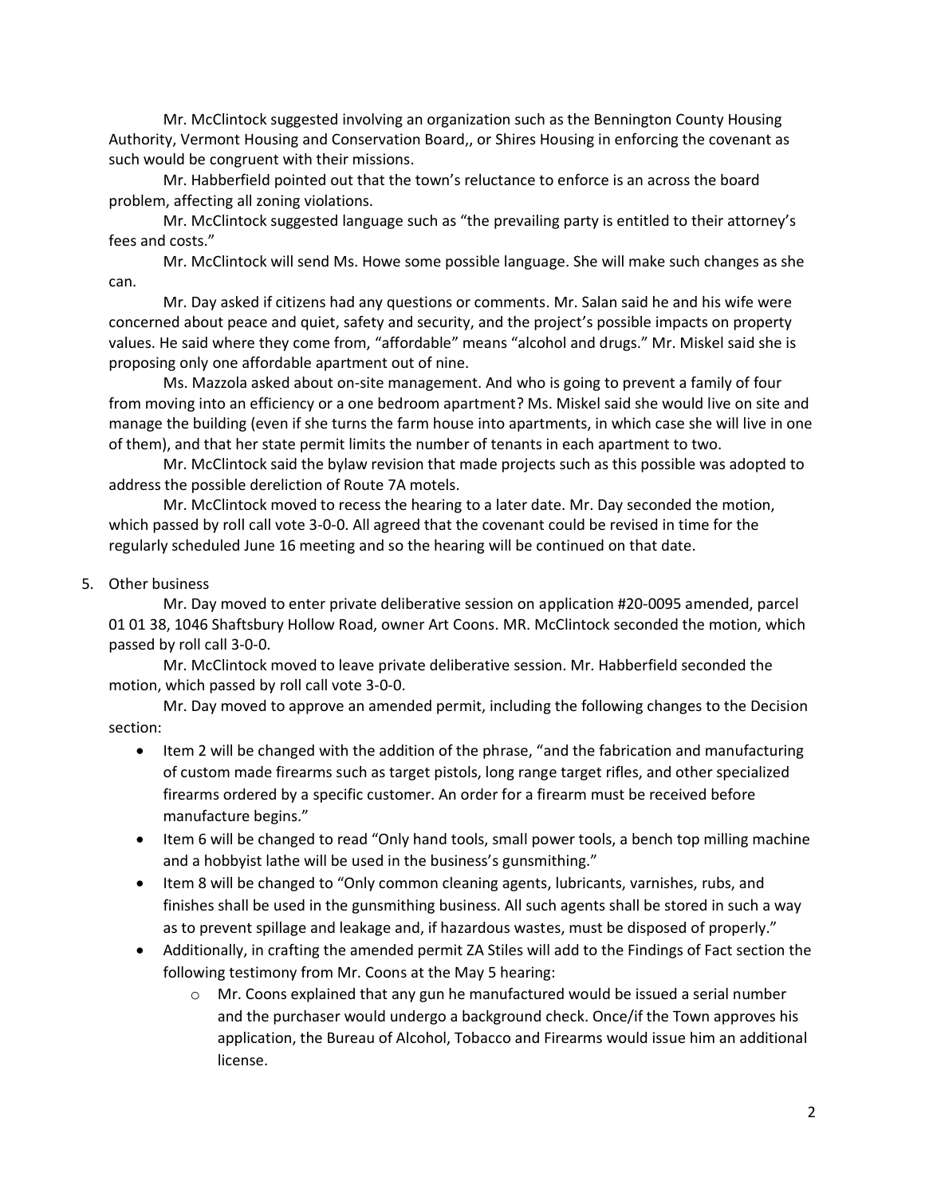Mr. McClintock suggested involving an organization such as the Bennington County Housing Authority, Vermont Housing and Conservation Board,, or Shires Housing in enforcing the covenant as such would be congruent with their missions.

Mr. Habberfield pointed out that the town's reluctance to enforce is an across the board problem, affecting all zoning violations.

Mr. McClintock suggested language such as "the prevailing party is entitled to their attorney's fees and costs."

Mr. McClintock will send Ms. Howe some possible language. She will make such changes as she can.

Mr. Day asked if citizens had any questions or comments. Mr. Salan said he and his wife were concerned about peace and quiet, safety and security, and the project's possible impacts on property values. He said where they come from, "affordable" means "alcohol and drugs." Mr. Miskel said she is proposing only one affordable apartment out of nine.

Ms. Mazzola asked about on-site management. And who is going to prevent a family of four from moving into an efficiency or a one bedroom apartment? Ms. Miskel said she would live on site and manage the building (even if she turns the farm house into apartments, in which case she will live in one of them), and that her state permit limits the number of tenants in each apartment to two.

Mr. McClintock said the bylaw revision that made projects such as this possible was adopted to address the possible dereliction of Route 7A motels.

Mr. McClintock moved to recess the hearing to a later date. Mr. Day seconded the motion, which passed by roll call vote 3-0-0. All agreed that the covenant could be revised in time for the regularly scheduled June 16 meeting and so the hearing will be continued on that date.

5. Other business

Mr. Day moved to enter private deliberative session on application #20-0095 amended, parcel 01 01 38, 1046 Shaftsbury Hollow Road, owner Art Coons. MR. McClintock seconded the motion, which passed by roll call 3-0-0.

Mr. McClintock moved to leave private deliberative session. Mr. Habberfield seconded the motion, which passed by roll call vote 3-0-0.

Mr. Day moved to approve an amended permit, including the following changes to the Decision section:

- Item 2 will be changed with the addition of the phrase, "and the fabrication and manufacturing of custom made firearms such as target pistols, long range target rifles, and other specialized firearms ordered by a specific customer. An order for a firearm must be received before manufacture begins."
- Item 6 will be changed to read "Only hand tools, small power tools, a bench top milling machine and a hobbyist lathe will be used in the business's gunsmithing."
- Item 8 will be changed to "Only common cleaning agents, lubricants, varnishes, rubs, and finishes shall be used in the gunsmithing business. All such agents shall be stored in such a way as to prevent spillage and leakage and, if hazardous wastes, must be disposed of properly."
- Additionally, in crafting the amended permit ZA Stiles will add to the Findings of Fact section the following testimony from Mr. Coons at the May 5 hearing:
  - Mr. Coons explained that any gun he manufactured would be issued a serial number and the purchaser would undergo a background check. Once/if the Town approves his application, the Bureau of Alcohol, Tobacco and Firearms would issue him an additional license.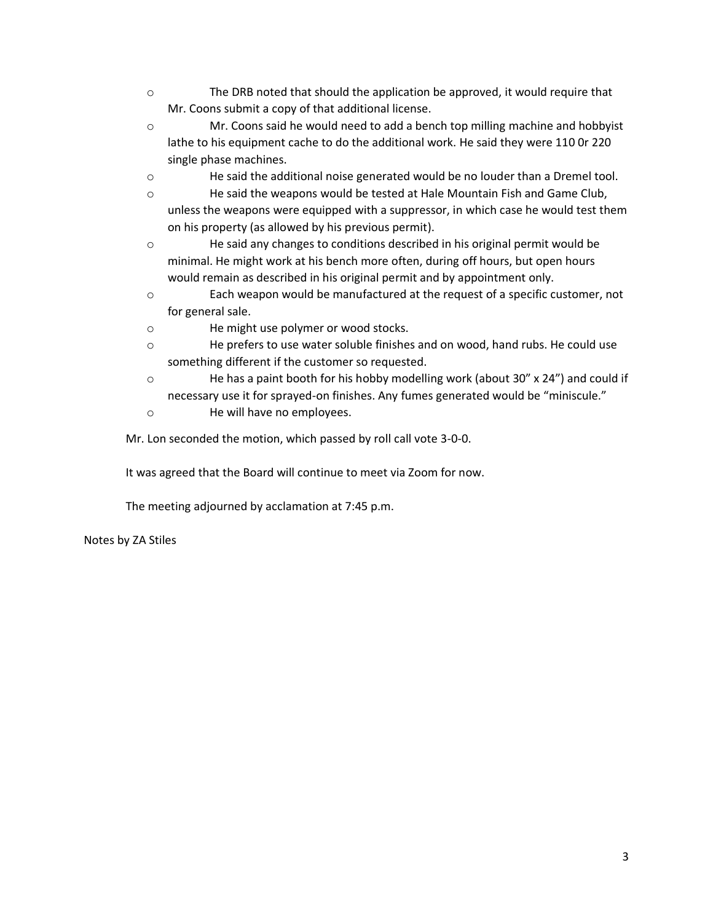- The DRB noted that should the application be approved, it would require that Mr. Coons submit a copy of that additional license.
- Mr. Coons said he would need to add a bench top milling machine and hobbyist lathe to his equipment cache to do the additional work. He said they were 110 0r 220 single phase machines.
- He said the additional noise generated would be no louder than a Dremel tool.
- He said the weapons would be tested at Hale Mountain Fish and Game Club, unless the weapons were equipped with a suppressor, in which case he would test them on his property (as allowed by his previous permit).
- He said any changes to conditions described in his original permit would be minimal. He might work at his bench more often, during off hours, but open hours would remain as described in his original permit and by appointment only.
- Each weapon would be manufactured at the request of a specific customer, not for general sale.
- He might use polymer or wood stocks.
- He prefers to use water soluble finishes and on wood, hand rubs. He could use something different if the customer so requested.
- He has a paint booth for his hobby modelling work (about 30" x 24") and could if necessary use it for sprayed-on finishes. Any fumes generated would be "miniscule."
- He will have no employees.

Mr. Lon seconded the motion, which passed by roll call vote 3-0-0.

It was agreed that the Board will continue to meet via Zoom for now.

The meeting adjourned by acclamation at 7:45 p.m.

Notes by ZA Stiles